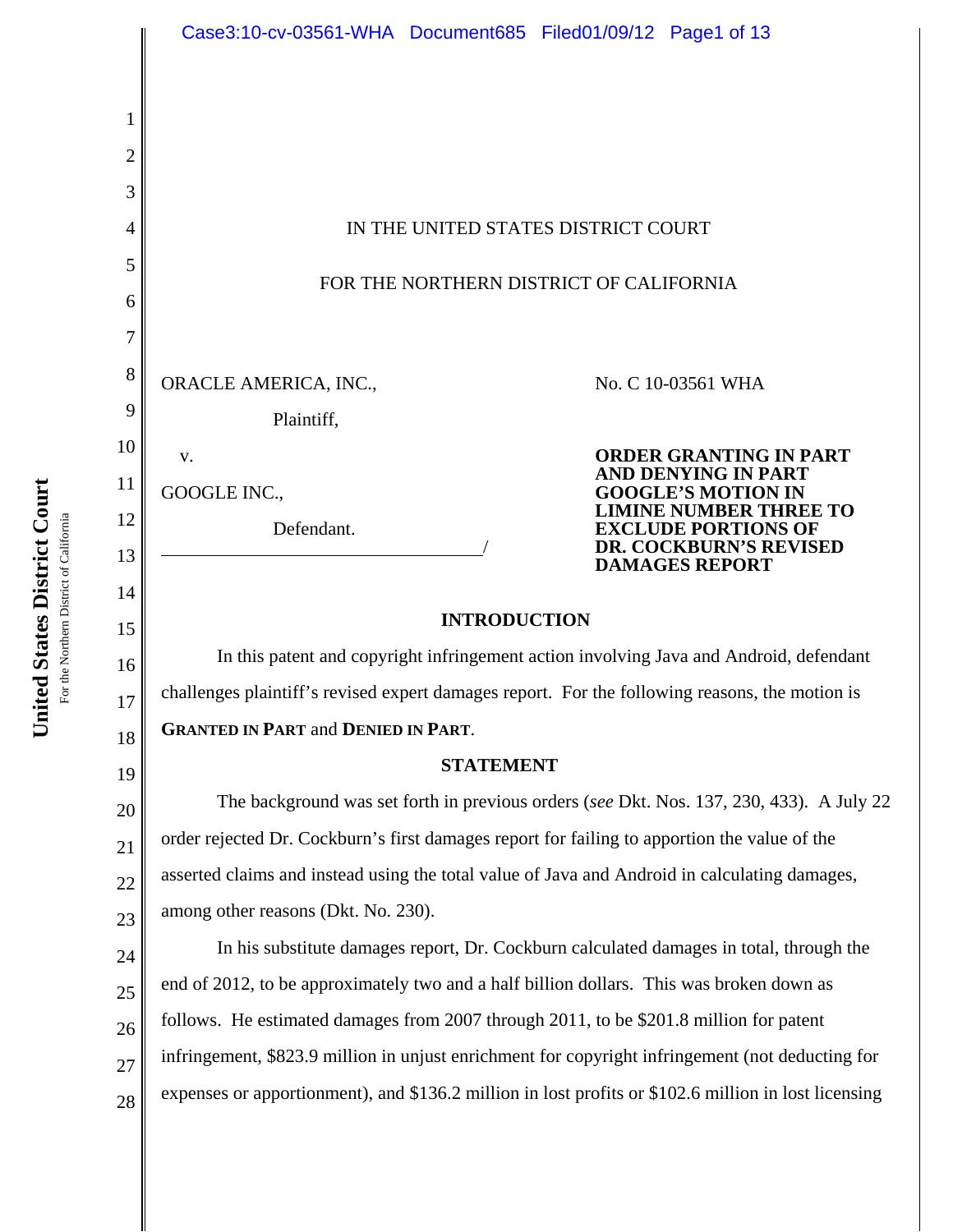IN THE UNITED STATES DISTRICT COURT

FOR THE NORTHERN DISTRICT OF CALIFORNIA

ORACLE AMERICA, INC.,

Plaintiff,

v.

GOOGLE INC.,

Defendant.

No. C 10-03561 WHA

**ORDER GRANTING IN PART AND DENYING IN PART GOOGLE'S MOTION IN LIMINE NUMBER THREE TO EXCLUDE PORTIONS OF DR. COCKBURN'S REVISED DAMAGES REPORT**

## INTRODUCTION

In this patent and copyright infringement action involving Java and Android, defendant challenges plaintiff's revised expert damages report. For the following reasons, the motion is **GRANTED IN PART** and **DENIED IN PART**.

## STATEMENT

The background was set forth in previous orders (*see* Dkt. Nos. 137, 230, 433). A July 22 order rejected Dr. Cockburn's first damages report for failing to apportion the value of the asserted claims and instead using the total value of Java and Android in calculating damages, among other reasons (Dkt. No. 230).

In his substitute damages report, Dr. Cockburn calculated damages in total, through the end of 2012, to be approximately two and a half billion dollars. This was broken down as follows. He estimated damages from 2007 through 2011, to be $201.8 million for patent infringement, $823.9 million in unjust enrichment for copyright infringement (not deducting for expenses or apportionment), and $136.2 million in lost profits or $102.6 million in lost licensing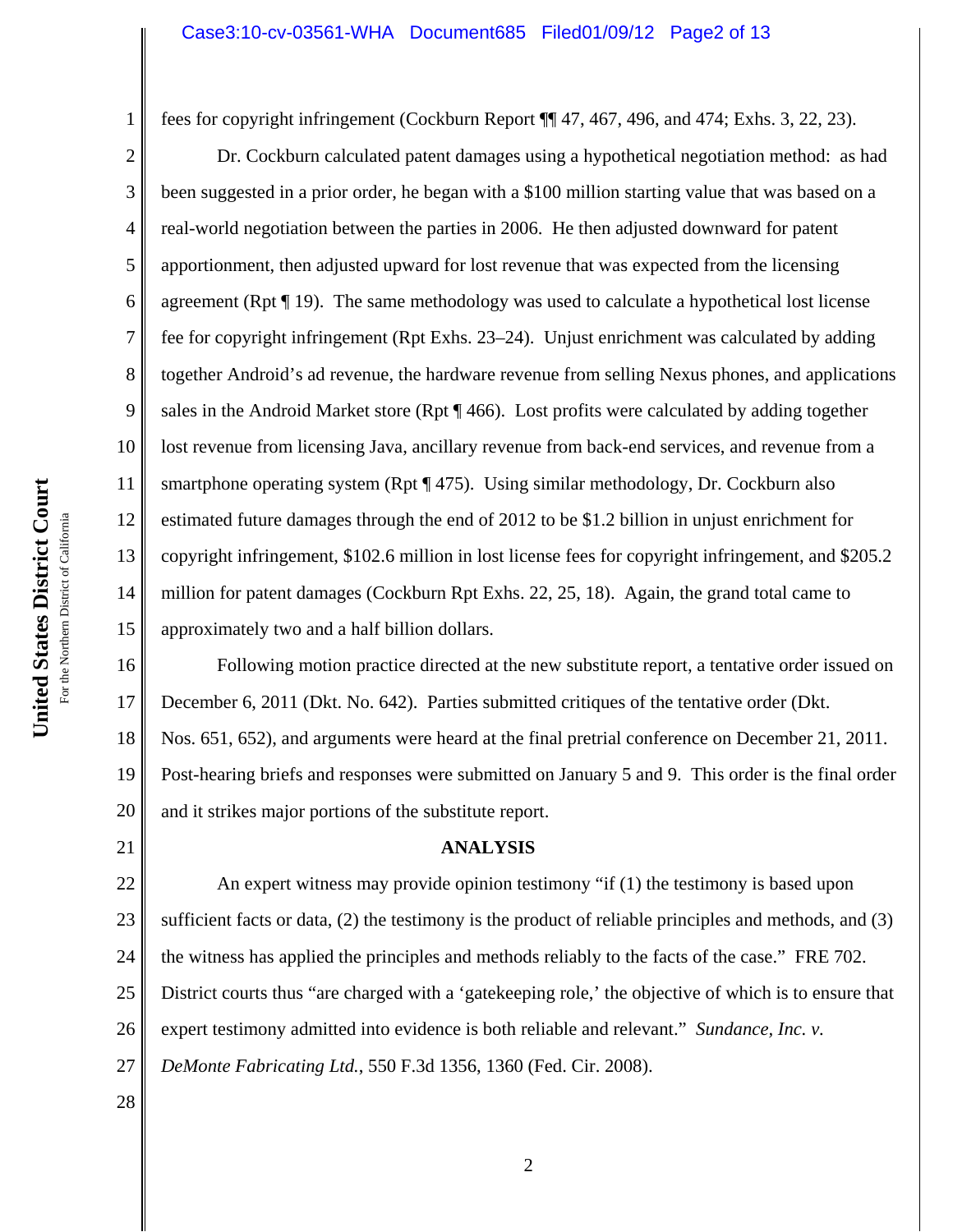fees for copyright infringement (Cockburn Report ¶¶ 47, 467, 496, and 474; Exhs. 3, 22, 23).

Dr. Cockburn calculated patent damages using a hypothetical negotiation method: as had been suggested in a prior order, he began with a $100 million starting value that was based on a real-world negotiation between the parties in 2006. He then adjusted downward for patent apportionment, then adjusted upward for lost revenue that was expected from the licensing agreement (Rpt ¶ 19). The same methodology was used to calculate a hypothetical lost license fee for copyright infringement (Rpt Exhs. 23–24). Unjust enrichment was calculated by adding together Android's ad revenue, the hardware revenue from selling Nexus phones, and applications sales in the Android Market store (Rpt ¶ 466). Lost profits were calculated by adding together lost revenue from licensing Java, ancillary revenue from back-end services, and revenue from a smartphone operating system (Rpt ¶ 475). Using similar methodology, Dr. Cockburn also estimated future damages through the end of 2012 to be $1.2 billion in unjust enrichment for copyright infringement, $102.6 million in lost license fees for copyright infringement, and $205.2 million for patent damages (Cockburn Rpt Exhs. 22, 25, 18). Again, the grand total came to approximately two and a half billion dollars.

Following motion practice directed at the new substitute report, a tentative order issued on December 6, 2011 (Dkt. No. 642). Parties submitted critiques of the tentative order (Dkt. Nos. 651, 652), and arguments were heard at the final pretrial conference on December 21, 2011. Post-hearing briefs and responses were submitted on January 5 and 9. This order is the final order and it strikes major portions of the substitute report.

## ANALYSIS

An expert witness may provide opinion testimony "if (1) the testimony is based upon sufficient facts or data, (2) the testimony is the product of reliable principles and methods, and (3) the witness has applied the principles and methods reliably to the facts of the case." FRE 702. District courts thus "are charged with a 'gatekeeping role,' the objective of which is to ensure that expert testimony admitted into evidence is both reliable and relevant." *Sundance, Inc. v. DeMonte Fabricating Ltd.*, 550 F.3d 1356, 1360 (Fed. Cir. 2008).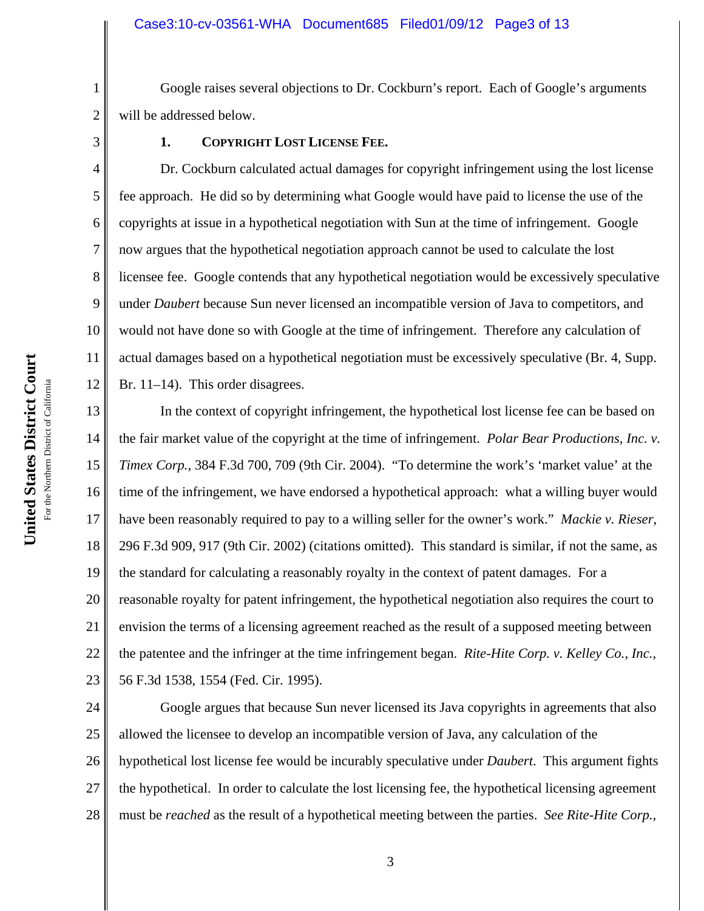Google raises several objections to Dr. Cockburn's report. Each of Google's arguments will be addressed below.

### 1. COPYRIGHT LOST LICENSE FEE.

Dr. Cockburn calculated actual damages for copyright infringement using the lost license fee approach. He did so by determining what Google would have paid to license the use of the copyrights at issue in a hypothetical negotiation with Sun at the time of infringement. Google now argues that the hypothetical negotiation approach cannot be used to calculate the lost licensee fee. Google contends that any hypothetical negotiation would be excessively speculative under *Daubert* because Sun never licensed an incompatible version of Java to competitors, and would not have done so with Google at the time of infringement. Therefore any calculation of actual damages based on a hypothetical negotiation must be excessively speculative (Br. 4, Supp. Br. 11–14). This order disagrees.

In the context of copyright infringement, the hypothetical lost license fee can be based on the fair market value of the copyright at the time of infringement. *Polar Bear Productions, Inc. v. Timex Corp.*, 384 F.3d 700, 709 (9th Cir. 2004). "To determine the work's 'market value' at the time of the infringement, we have endorsed a hypothetical approach: what a willing buyer would have been reasonably required to pay to a willing seller for the owner's work." *Mackie v. Rieser*, 296 F.3d 909, 917 (9th Cir. 2002) (citations omitted). This standard is similar, if not the same, as the standard for calculating a reasonably royalty in the context of patent damages. For a reasonable royalty for patent infringement, the hypothetical negotiation also requires the court to envision the terms of a licensing agreement reached as the result of a supposed meeting between the patentee and the infringer at the time infringement began. *Rite-Hite Corp. v. Kelley Co., Inc.*, 56 F.3d 1538, 1554 (Fed. Cir. 1995).

Google argues that because Sun never licensed its Java copyrights in agreements that also allowed the licensee to develop an incompatible version of Java, any calculation of the hypothetical lost license fee would be incurably speculative under *Daubert*. This argument fights the hypothetical. In order to calculate the lost licensing fee, the hypothetical licensing agreement must be *reached* as the result of a hypothetical meeting between the parties. *See Rite-Hite Corp.*,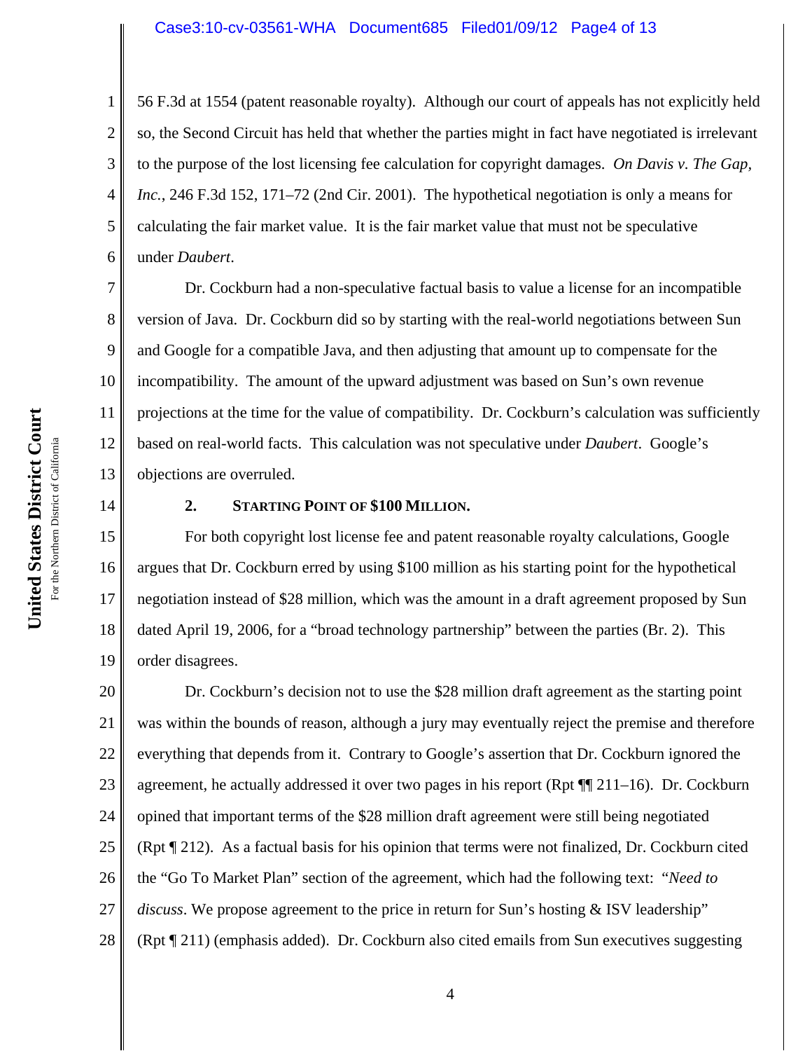56 F.3d at 1554 (patent reasonable royalty). Although our court of appeals has not explicitly held so, the Second Circuit has held that whether the parties might in fact have negotiated is irrelevant to the purpose of the lost licensing fee calculation for copyright damages. *On Davis v. The Gap, Inc.*, 246 F.3d 152, 171–72 (2nd Cir. 2001). The hypothetical negotiation is only a means for calculating the fair market value. It is the fair market value that must not be speculative under *Daubert*.

Dr. Cockburn had a non-speculative factual basis to value a license for an incompatible version of Java. Dr. Cockburn did so by starting with the real-world negotiations between Sun and Google for a compatible Java, and then adjusting that amount up to compensate for the incompatibility. The amount of the upward adjustment was based on Sun's own revenue projections at the time for the value of compatibility. Dr. Cockburn's calculation was sufficiently based on real-world facts. This calculation was not speculative under *Daubert*. Google's objections are overruled.

### 2. STARTING POINT OF $100 MILLION.

For both copyright lost license fee and patent reasonable royalty calculations, Google argues that Dr. Cockburn erred by using $100 million as his starting point for the hypothetical negotiation instead of $28 million, which was the amount in a draft agreement proposed by Sun dated April 19, 2006, for a "broad technology partnership" between the parties (Br. 2). This order disagrees.

Dr. Cockburn's decision not to use the $28 million draft agreement as the starting point was within the bounds of reason, although a jury may eventually reject the premise and therefore everything that depends from it. Contrary to Google's assertion that Dr. Cockburn ignored the agreement, he actually addressed it over two pages in his report (Rpt ¶¶ 211–16). Dr. Cockburn opined that important terms of the $28 million draft agreement were still being negotiated (Rpt ¶ 212). As a factual basis for his opinion that terms were not finalized, Dr. Cockburn cited the "Go To Market Plan" section of the agreement, which had the following text: "*Need to discuss*. We propose agreement to the price in return for Sun's hosting & ISV leadership" (Rpt ¶ 211) (emphasis added). Dr. Cockburn also cited emails from Sun executives suggesting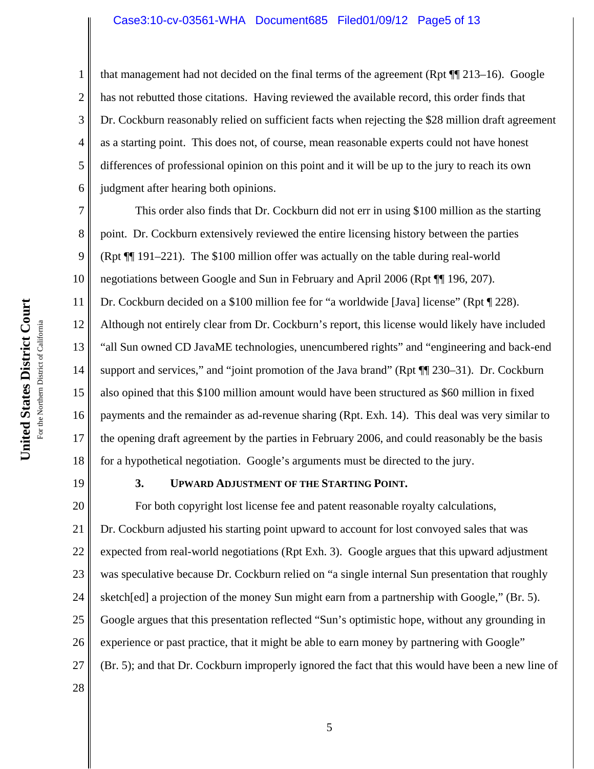that management had not decided on the final terms of the agreement (Rpt ¶¶ 213–16). Google has not rebutted those citations. Having reviewed the available record, this order finds that Dr. Cockburn reasonably relied on sufficient facts when rejecting the $28 million draft agreement as a starting point. This does not, of course, mean reasonable experts could not have honest differences of professional opinion on this point and it will be up to the jury to reach its own judgment after hearing both opinions.

This order also finds that Dr. Cockburn did not err in using $100 million as the starting point. Dr. Cockburn extensively reviewed the entire licensing history between the parties (Rpt ¶¶ 191–221). The $100 million offer was actually on the table during real-world negotiations between Google and Sun in February and April 2006 (Rpt ¶¶ 196, 207). Dr. Cockburn decided on a $100 million fee for "a worldwide [Java] license" (Rpt ¶ 228). Although not entirely clear from Dr. Cockburn's report, this license would likely have included "all Sun owned CD JavaME technologies, unencumbered rights" and "engineering and back-end support and services," and "joint promotion of the Java brand" (Rpt ¶¶ 230–31). Dr. Cockburn also opined that this $100 million amount would have been structured as $60 million in fixed payments and the remainder as ad-revenue sharing (Rpt. Exh. 14). This deal was very similar to the opening draft agreement by the parties in February 2006, and could reasonably be the basis for a hypothetical negotiation. Google's arguments must be directed to the jury.

### 3. UPWARD ADJUSTMENT OF THE STARTING POINT.

For both copyright lost license fee and patent reasonable royalty calculations, Dr. Cockburn adjusted his starting point upward to account for lost convoyed sales that was expected from real-world negotiations (Rpt Exh. 3). Google argues that this upward adjustment was speculative because Dr. Cockburn relied on "a single internal Sun presentation that roughly sketch[ed] a projection of the money Sun might earn from a partnership with Google," (Br. 5). Google argues that this presentation reflected "Sun's optimistic hope, without any grounding in experience or past practice, that it might be able to earn money by partnering with Google" (Br. 5); and that Dr. Cockburn improperly ignored the fact that this would have been a new line of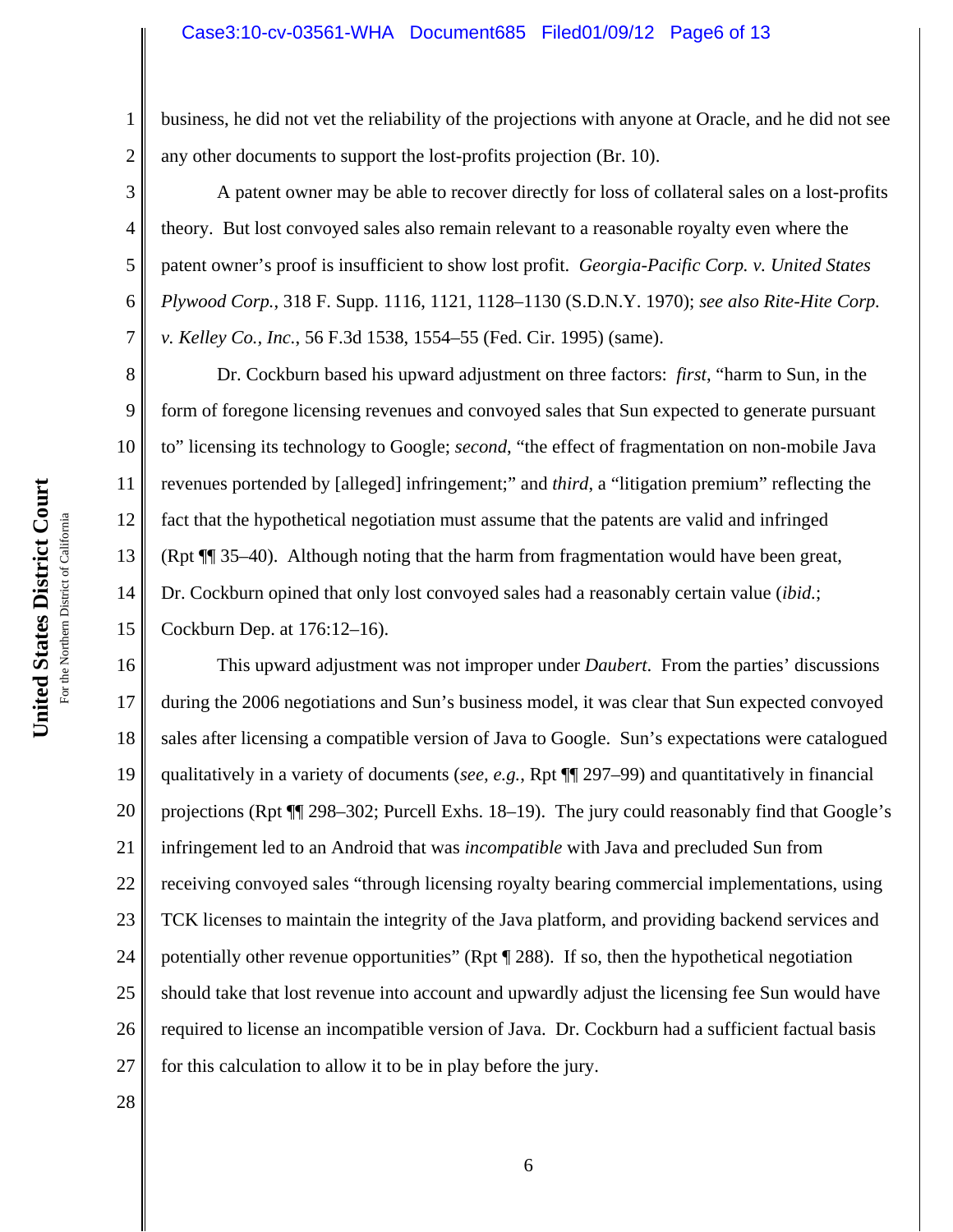business, he did not vet the reliability of the projections with anyone at Oracle, and he did not see any other documents to support the lost-profits projection (Br. 10).

A patent owner may be able to recover directly for loss of collateral sales on a lost-profits theory. But lost convoyed sales also remain relevant to a reasonable royalty even where the patent owner's proof is insufficient to show lost profit. *Georgia-Pacific Corp. v. United States Plywood Corp.*, 318 F. Supp. 1116, 1121, 1128–1130 (S.D.N.Y. 1970); *see also Rite-Hite Corp. v. Kelley Co., Inc.*, 56 F.3d 1538, 1554–55 (Fed. Cir. 1995) (same).

Dr. Cockburn based his upward adjustment on three factors: *first*, "harm to Sun, in the form of foregone licensing revenues and convoyed sales that Sun expected to generate pursuant to" licensing its technology to Google; *second*, "the effect of fragmentation on non-mobile Java revenues portended by [alleged] infringement;" and *third*, a "litigation premium" reflecting the fact that the hypothetical negotiation must assume that the patents are valid and infringed (Rpt ¶¶ 35–40). Although noting that the harm from fragmentation would have been great, Dr. Cockburn opined that only lost convoyed sales had a reasonably certain value (*ibid.*; Cockburn Dep. at 176:12–16).

This upward adjustment was not improper under *Daubert*. From the parties' discussions during the 2006 negotiations and Sun's business model, it was clear that Sun expected convoyed sales after licensing a compatible version of Java to Google. Sun's expectations were catalogued qualitatively in a variety of documents (*see, e.g.*, Rpt ¶¶ 297–99) and quantitatively in financial projections (Rpt ¶¶ 298–302; Purcell Exhs. 18–19). The jury could reasonably find that Google's infringement led to an Android that was *incompatible* with Java and precluded Sun from receiving convoyed sales "through licensing royalty bearing commercial implementations, using TCK licenses to maintain the integrity of the Java platform, and providing backend services and potentially other revenue opportunities" (Rpt ¶ 288). If so, then the hypothetical negotiation should take that lost revenue into account and upwardly adjust the licensing fee Sun would have required to license an incompatible version of Java. Dr. Cockburn had a sufficient factual basis for this calculation to allow it to be in play before the jury.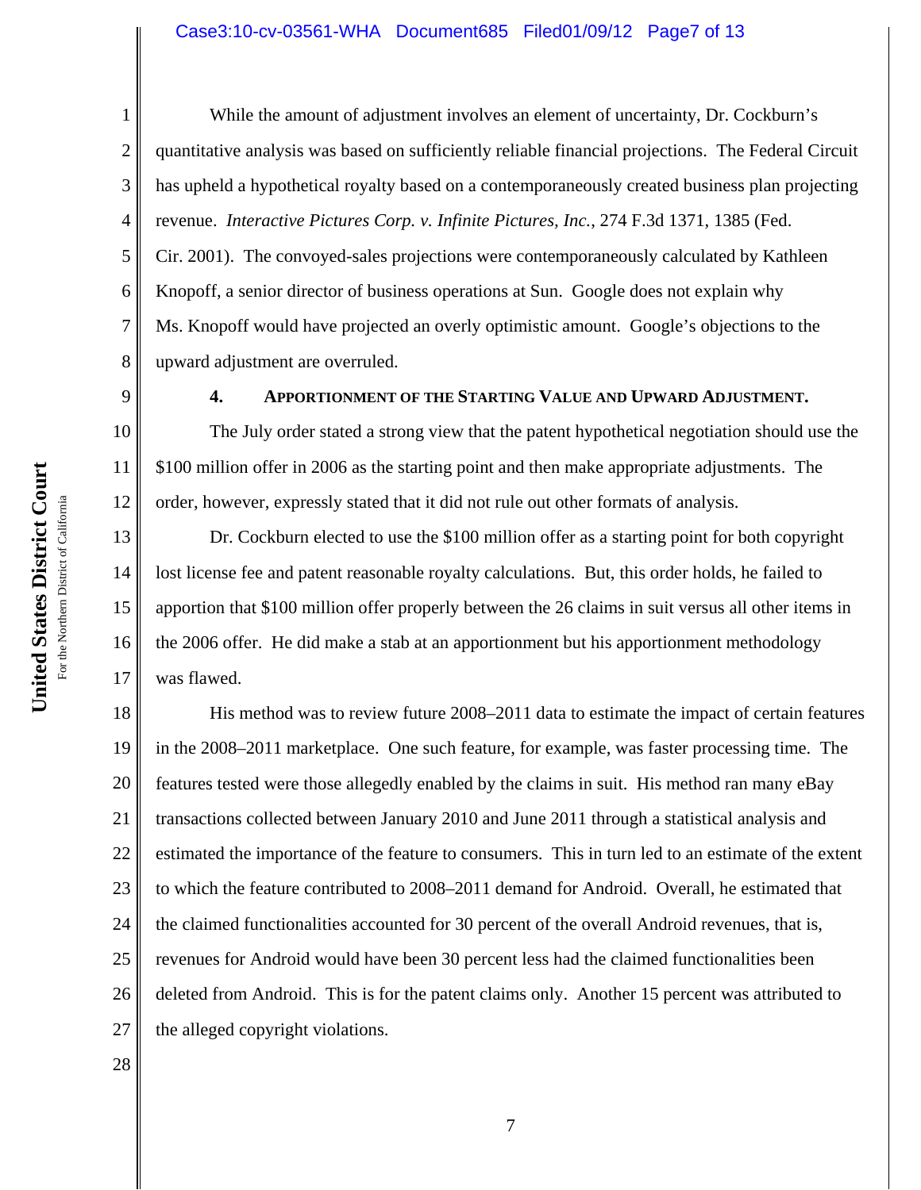While the amount of adjustment involves an element of uncertainty, Dr. Cockburn's quantitative analysis was based on sufficiently reliable financial projections. The Federal Circuit has upheld a hypothetical royalty based on a contemporaneously created business plan projecting revenue. *Interactive Pictures Corp. v. Infinite Pictures, Inc.*, 274 F.3d 1371, 1385 (Fed. Cir. 2001). The convoyed-sales projections were contemporaneously calculated by Kathleen Knopoff, a senior director of business operations at Sun. Google does not explain why Ms. Knopoff would have projected an overly optimistic amount. Google's objections to the upward adjustment are overruled.

### 4. APPORTIONMENT OF THE STARTING VALUE AND UPWARD ADJUSTMENT.

The July order stated a strong view that the patent hypothetical negotiation should use the $100 million offer in 2006 as the starting point and then make appropriate adjustments. The order, however, expressly stated that it did not rule out other formats of analysis.

Dr. Cockburn elected to use the $100 million offer as a starting point for both copyright lost license fee and patent reasonable royalty calculations. But, this order holds, he failed to apportion that $100 million offer properly between the 26 claims in suit versus all other items in the 2006 offer. He did make a stab at an apportionment but his apportionment methodology was flawed.

His method was to review future 2008–2011 data to estimate the impact of certain features in the 2008–2011 marketplace. One such feature, for example, was faster processing time. The features tested were those allegedly enabled by the claims in suit. His method ran many eBay transactions collected between January 2010 and June 2011 through a statistical analysis and estimated the importance of the feature to consumers. This in turn led to an estimate of the extent to which the feature contributed to 2008–2011 demand for Android. Overall, he estimated that the claimed functionalities accounted for 30 percent of the overall Android revenues, that is, revenues for Android would have been 30 percent less had the claimed functionalities been deleted from Android. This is for the patent claims only. Another 15 percent was attributed to the alleged copyright violations.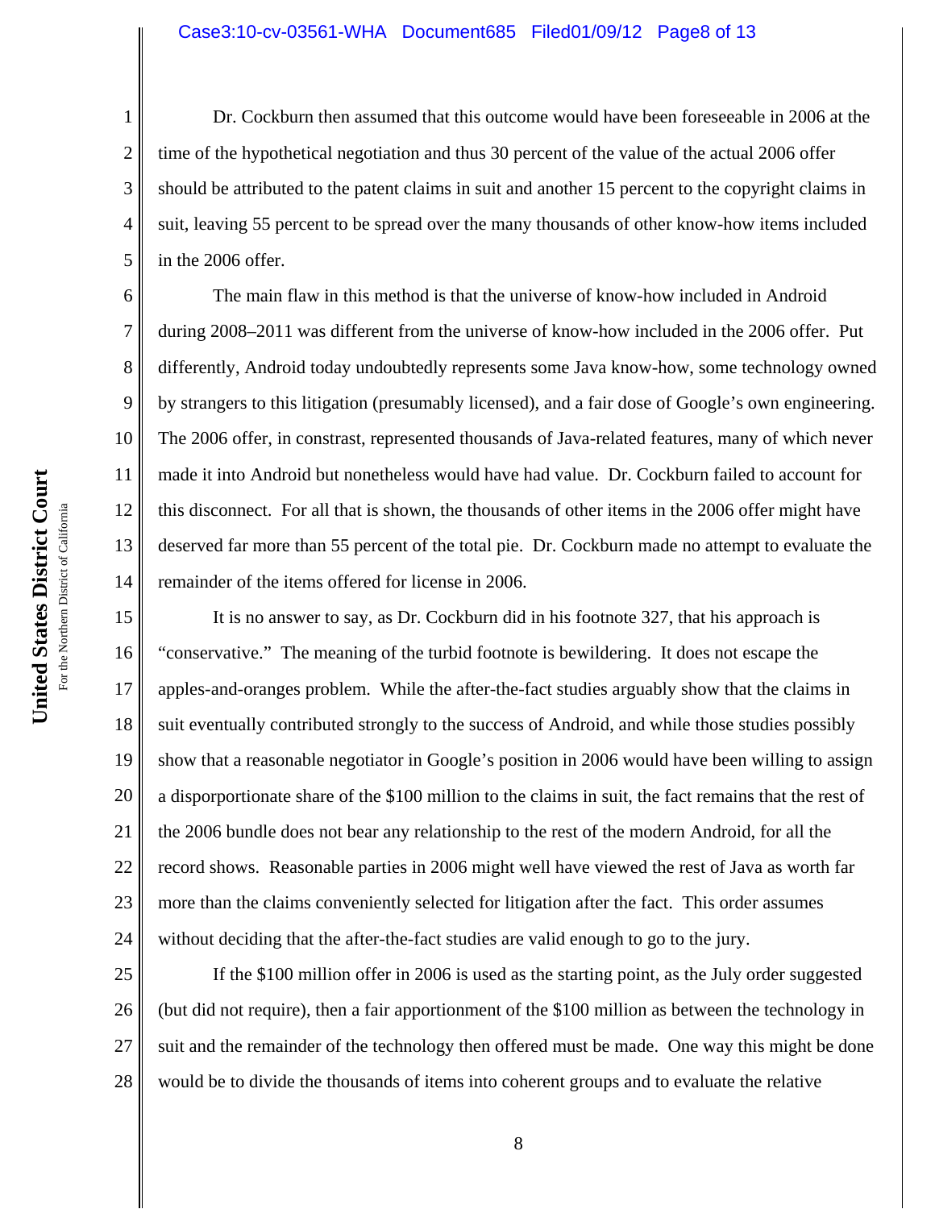Dr. Cockburn then assumed that this outcome would have been foreseeable in 2006 at the time of the hypothetical negotiation and thus 30 percent of the value of the actual 2006 offer should be attributed to the patent claims in suit and another 15 percent to the copyright claims in suit, leaving 55 percent to be spread over the many thousands of other know-how items included in the 2006 offer.

The main flaw in this method is that the universe of know-how included in Android during 2008–2011 was different from the universe of know-how included in the 2006 offer. Put differently, Android today undoubtedly represents some Java know-how, some technology owned by strangers to this litigation (presumably licensed), and a fair dose of Google's own engineering. The 2006 offer, in constrast, represented thousands of Java-related features, many of which never made it into Android but nonetheless would have had value. Dr. Cockburn failed to account for this disconnect. For all that is shown, the thousands of other items in the 2006 offer might have deserved far more than 55 percent of the total pie. Dr. Cockburn made no attempt to evaluate the remainder of the items offered for license in 2006.

It is no answer to say, as Dr. Cockburn did in his footnote 327, that his approach is "conservative." The meaning of the turbid footnote is bewildering. It does not escape the apples-and-oranges problem. While the after-the-fact studies arguably show that the claims in suit eventually contributed strongly to the success of Android, and while those studies possibly show that a reasonable negotiator in Google's position in 2006 would have been willing to assign a disporportionate share of the $100 million to the claims in suit, the fact remains that the rest of the 2006 bundle does not bear any relationship to the rest of the modern Android, for all the record shows. Reasonable parties in 2006 might well have viewed the rest of Java as worth far more than the claims conveniently selected for litigation after the fact. This order assumes without deciding that the after-the-fact studies are valid enough to go to the jury.

If the $100 million offer in 2006 is used as the starting point, as the July order suggested (but did not require), then a fair apportionment of the $100 million as between the technology in suit and the remainder of the technology then offered must be made. One way this might be done would be to divide the thousands of items into coherent groups and to evaluate the relative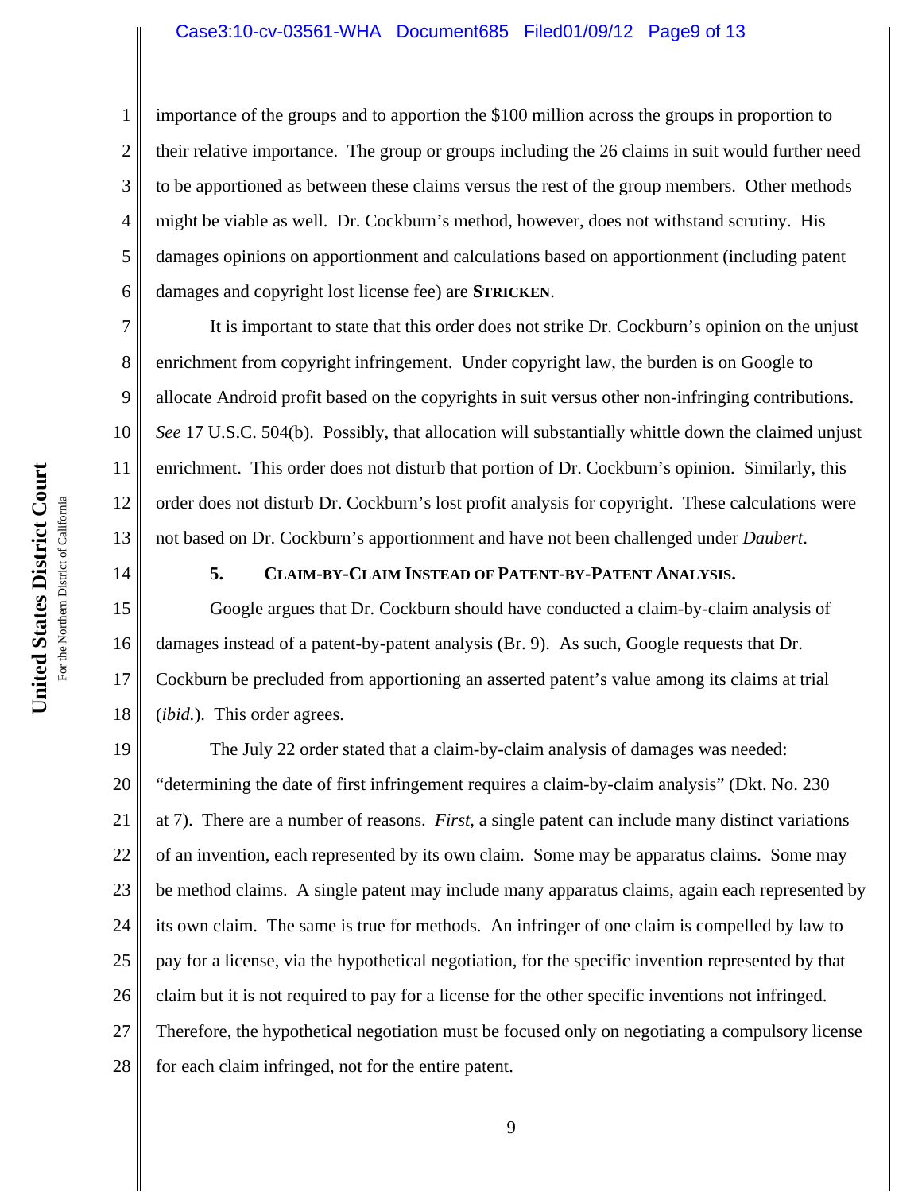importance of the groups and to apportion the $100 million across the groups in proportion to their relative importance. The group or groups including the 26 claims in suit would further need to be apportioned as between these claims versus the rest of the group members. Other methods might be viable as well. Dr. Cockburn's method, however, does not withstand scrutiny. His damages opinions on apportionment and calculations based on apportionment (including patent damages and copyright lost license fee) are **STRICKEN**.

It is important to state that this order does not strike Dr. Cockburn's opinion on the unjust enrichment from copyright infringement. Under copyright law, the burden is on Google to allocate Android profit based on the copyrights in suit versus other non-infringing contributions. *See* 17 U.S.C. 504(b). Possibly, that allocation will substantially whittle down the claimed unjust enrichment. This order does not disturb that portion of Dr. Cockburn's opinion. Similarly, this order does not disturb Dr. Cockburn's lost profit analysis for copyright. These calculations were not based on Dr. Cockburn's apportionment and have not been challenged under *Daubert*.

### 5. CLAIM-BY-CLAIM INSTEAD OF PATENT-BY-PATENT ANALYSIS.

Google argues that Dr. Cockburn should have conducted a claim-by-claim analysis of damages instead of a patent-by-patent analysis (Br. 9). As such, Google requests that Dr. Cockburn be precluded from apportioning an asserted patent's value among its claims at trial (*ibid.*). This order agrees.

The July 22 order stated that a claim-by-claim analysis of damages was needed: "determining the date of first infringement requires a claim-by-claim analysis" (Dkt. No. 230 at 7). There are a number of reasons. *First*, a single patent can include many distinct variations of an invention, each represented by its own claim. Some may be apparatus claims. Some may be method claims. A single patent may include many apparatus claims, again each represented by its own claim. The same is true for methods. An infringer of one claim is compelled by law to pay for a license, via the hypothetical negotiation, for the specific invention represented by that claim but it is not required to pay for a license for the other specific inventions not infringed. Therefore, the hypothetical negotiation must be focused only on negotiating a compulsory license for each claim infringed, not for the entire patent.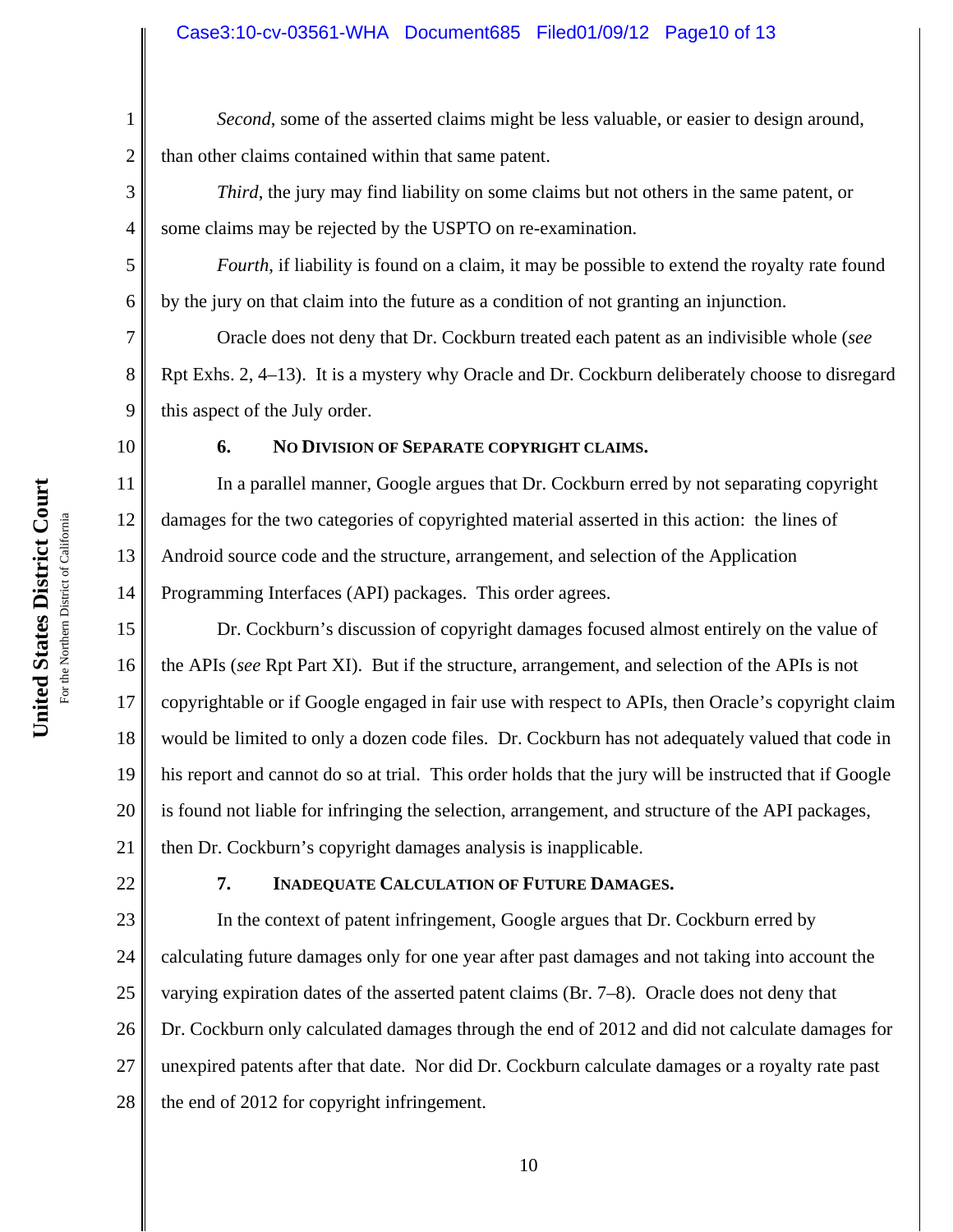*Second*, some of the asserted claims might be less valuable, or easier to design around, than other claims contained within that same patent.

*Third*, the jury may find liability on some claims but not others in the same patent, or some claims may be rejected by the USPTO on re-examination.

*Fourth*, if liability is found on a claim, it may be possible to extend the royalty rate found by the jury on that claim into the future as a condition of not granting an injunction.

Oracle does not deny that Dr. Cockburn treated each patent as an indivisible whole (*see* Rpt Exhs. 2, 4–13). It is a mystery why Oracle and Dr. Cockburn deliberately choose to disregard this aspect of the July order.

### 6. NO DIVISION OF SEPARATE COPYRIGHT CLAIMS.

In a parallel manner, Google argues that Dr. Cockburn erred by not separating copyright damages for the two categories of copyrighted material asserted in this action: the lines of Android source code and the structure, arrangement, and selection of the Application Programming Interfaces (API) packages. This order agrees.

Dr. Cockburn's discussion of copyright damages focused almost entirely on the value of the APIs (*see* Rpt Part XI). But if the structure, arrangement, and selection of the APIs is not copyrightable or if Google engaged in fair use with respect to APIs, then Oracle's copyright claim would be limited to only a dozen code files. Dr. Cockburn has not adequately valued that code in his report and cannot do so at trial. This order holds that the jury will be instructed that if Google is found not liable for infringing the selection, arrangement, and structure of the API packages, then Dr. Cockburn's copyright damages analysis is inapplicable.

### 7. INADEQUATE CALCULATION OF FUTURE DAMAGES.

In the context of patent infringement, Google argues that Dr. Cockburn erred by calculating future damages only for one year after past damages and not taking into account the varying expiration dates of the asserted patent claims (Br. 7–8). Oracle does not deny that Dr. Cockburn only calculated damages through the end of 2012 and did not calculate damages for unexpired patents after that date. Nor did Dr. Cockburn calculate damages or a royalty rate past the end of 2012 for copyright infringement.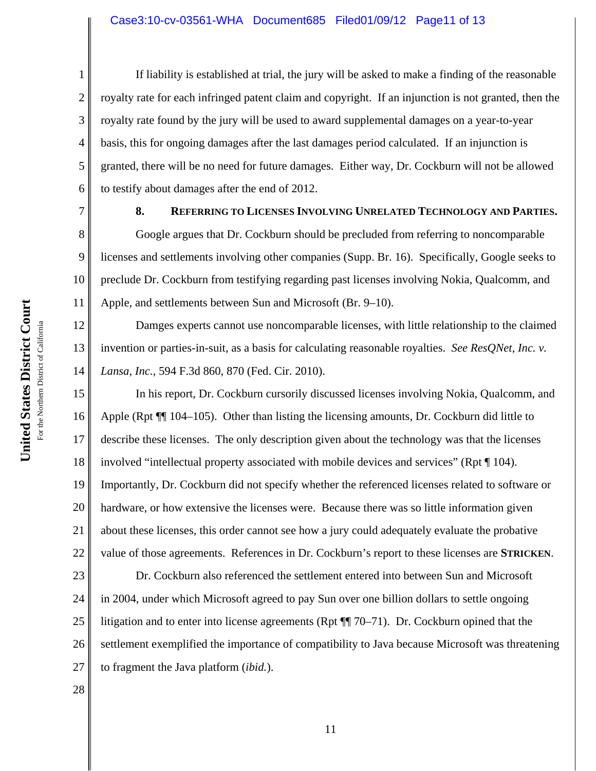If liability is established at trial, the jury will be asked to make a finding of the reasonable royalty rate for each infringed patent claim and copyright. If an injunction is not granted, then the royalty rate found by the jury will be used to award supplemental damages on a year-to-year basis, this for ongoing damages after the last damages period calculated. If an injunction is granted, there will be no need for future damages. Either way, Dr. Cockburn will not be allowed to testify about damages after the end of 2012.

**8. REFERRING TO LICENSES INVOLVING UNRELATED TECHNOLOGY AND PARTIES.**

Google argues that Dr. Cockburn should be precluded from referring to noncomparable licenses and settlements involving other companies (Supp. Br. 16). Specifically, Google seeks to preclude Dr. Cockburn from testifying regarding past licenses involving Nokia, Qualcomm, and Apple, and settlements between Sun and Microsoft (Br. 9–10).

Damges experts cannot use noncomparable licenses, with little relationship to the claimed invention or parties-in-suit, as a basis for calculating reasonable royalties. *See ResQNet, Inc. v. Lansa, Inc.*, 594 F.3d 860, 870 (Fed. Cir. 2010).

In his report, Dr. Cockburn cursorily discussed licenses involving Nokia, Qualcomm, and Apple (Rpt ¶¶ 104–105). Other than listing the licensing amounts, Dr. Cockburn did little to describe these licenses. The only description given about the technology was that the licenses involved "intellectual property associated with mobile devices and services" (Rpt ¶ 104). Importantly, Dr. Cockburn did not specify whether the referenced licenses related to software or hardware, or how extensive the licenses were. Because there was so little information given about these licenses, this order cannot see how a jury could adequately evaluate the probative value of those agreements. References in Dr. Cockburn's report to these licenses are **STRICKEN**.

Dr. Cockburn also referenced the settlement entered into between Sun and Microsoft in 2004, under which Microsoft agreed to pay Sun over one billion dollars to settle ongoing litigation and to enter into license agreements (Rpt ¶¶ 70–71). Dr. Cockburn opined that the settlement exemplified the importance of compatibility to Java because Microsoft was threatening to fragment the Java platform (*ibid.*).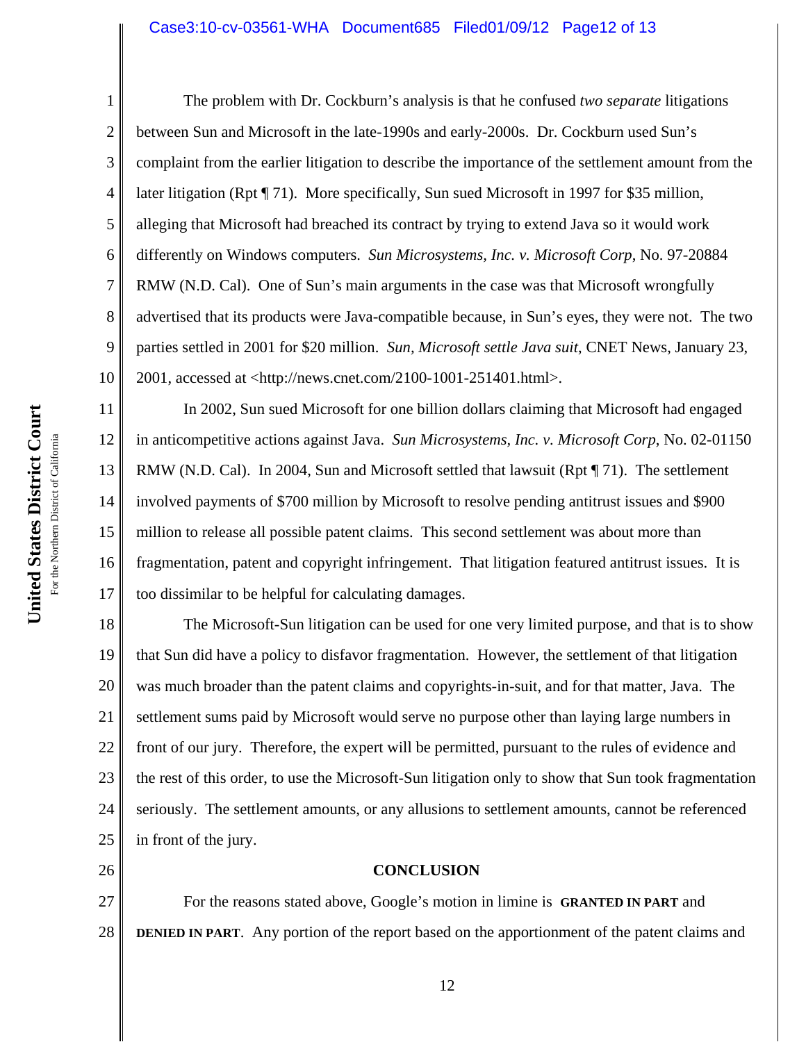The problem with Dr. Cockburn's analysis is that he confused *two separate* litigations between Sun and Microsoft in the late-1990s and early-2000s. Dr. Cockburn used Sun's complaint from the earlier litigation to describe the importance of the settlement amount from the later litigation (Rpt ¶ 71). More specifically, Sun sued Microsoft in 1997 for $35 million, alleging that Microsoft had breached its contract by trying to extend Java so it would work differently on Windows computers. *Sun Microsystems, Inc. v. Microsoft Corp*, No. 97-20884 RMW (N.D. Cal). One of Sun's main arguments in the case was that Microsoft wrongfully advertised that its products were Java-compatible because, in Sun's eyes, they were not. The two parties settled in 2001 for $20 million. *Sun, Microsoft settle Java suit*, CNET News, January 23, 2001, accessed at <http://news.cnet.com/2100-1001-251401.html>.

In 2002, Sun sued Microsoft for one billion dollars claiming that Microsoft had engaged in anticompetitive actions against Java. *Sun Microsystems, Inc. v. Microsoft Corp*, No. 02-01150 RMW (N.D. Cal). In 2004, Sun and Microsoft settled that lawsuit (Rpt ¶ 71). The settlement involved payments of $700 million by Microsoft to resolve pending antitrust issues and $900 million to release all possible patent claims. This second settlement was about more than fragmentation, patent and copyright infringement. That litigation featured antitrust issues. It is too dissimilar to be helpful for calculating damages.

The Microsoft-Sun litigation can be used for one very limited purpose, and that is to show that Sun did have a policy to disfavor fragmentation. However, the settlement of that litigation was much broader than the patent claims and copyrights-in-suit, and for that matter, Java. The settlement sums paid by Microsoft would serve no purpose other than laying large numbers in front of our jury. Therefore, the expert will be permitted, pursuant to the rules of evidence and the rest of this order, to use the Microsoft-Sun litigation only to show that Sun took fragmentation seriously. The settlement amounts, or any allusions to settlement amounts, cannot be referenced in front of the jury.

## CONCLUSION

For the reasons stated above, Google's motion in limine is **GRANTED IN PART** and **DENIED IN PART**. Any portion of the report based on the apportionment of the patent claims and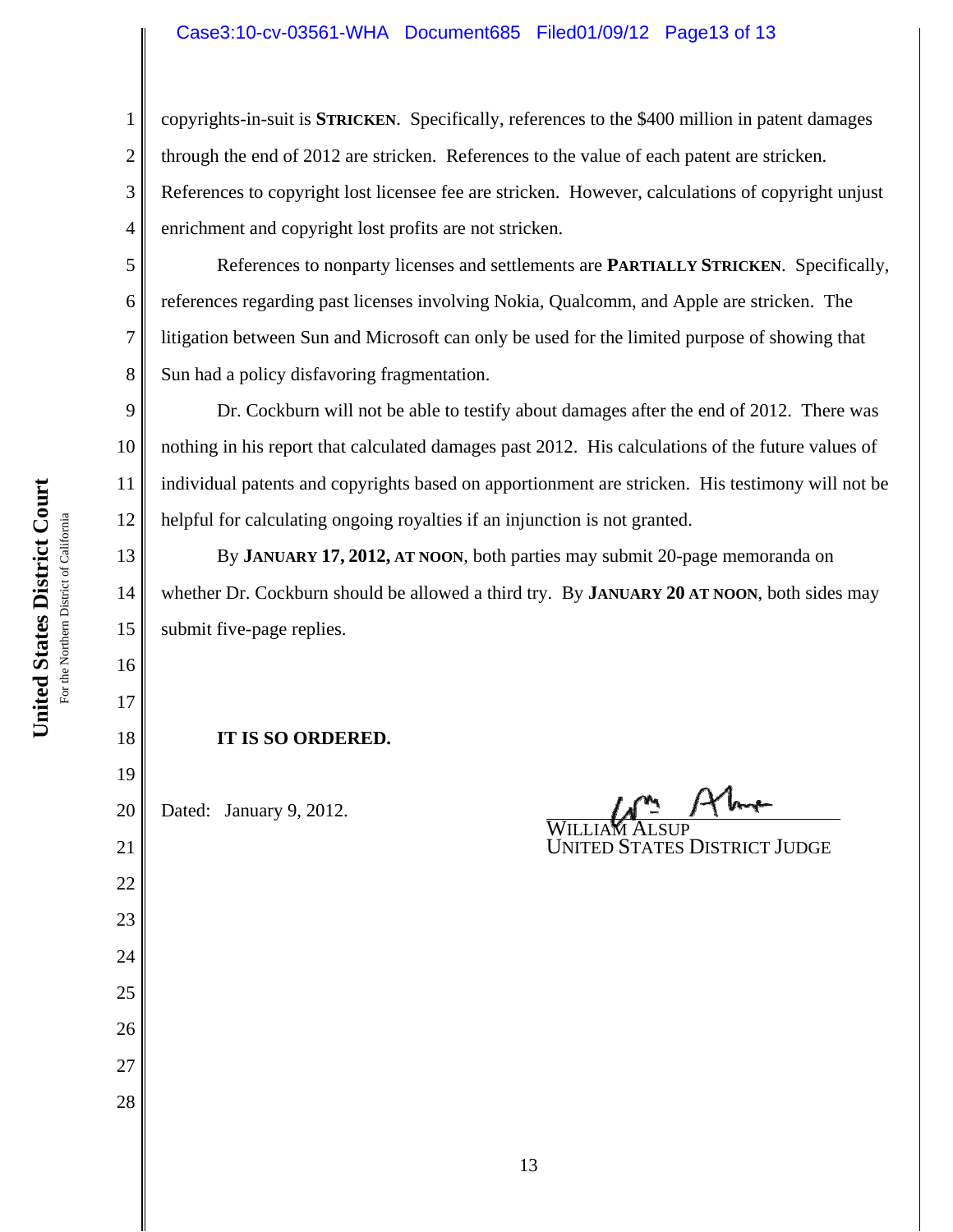copyrights-in-suit is **STRICKEN**. Specifically, references to the $400 million in patent damages through the end of 2012 are stricken. References to the value of each patent are stricken. References to copyright lost licensee fee are stricken. However, calculations of copyright unjust enrichment and copyright lost profits are not stricken.

References to nonparty licenses and settlements are **PARTIALLY STRICKEN**. Specifically, references regarding past licenses involving Nokia, Qualcomm, and Apple are stricken. The litigation between Sun and Microsoft can only be used for the limited purpose of showing that Sun had a policy disfavoring fragmentation.

Dr. Cockburn will not be able to testify about damages after the end of 2012. There was nothing in his report that calculated damages past 2012. His calculations of the future values of individual patents and copyrights based on apportionment are stricken. His testimony will not be helpful for calculating ongoing royalties if an injunction is not granted.

By **JANUARY 17, 2012, AT NOON**, both parties may submit 20-page memoranda on whether Dr. Cockburn should be allowed a third try. By **JANUARY 20 AT NOON**, both sides may submit five-page replies.

**IT IS SO ORDERED.**

Dated: January 9, 2012.

WILLIAM ALSUP
UNITED STATES DISTRICT JUDGE